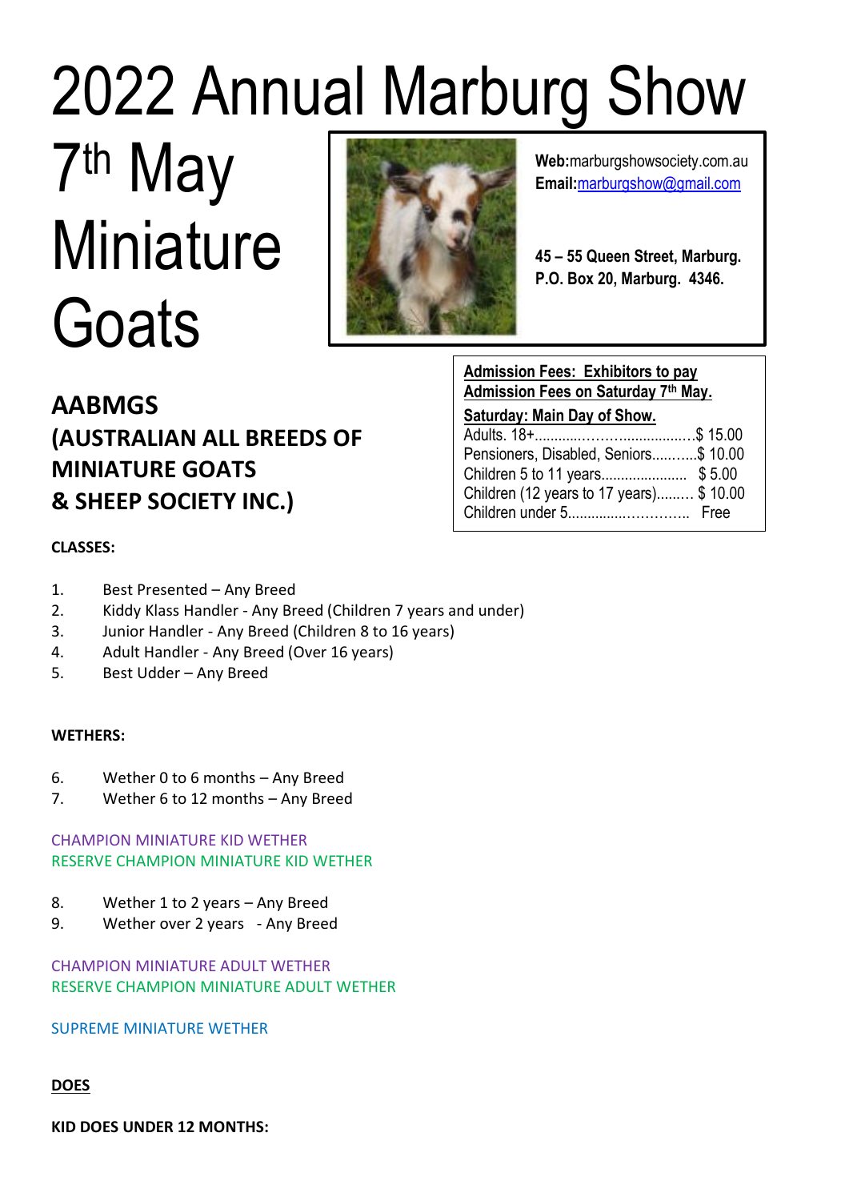# 2022 Annual Marburg Show

# 7th May Miniature Goats

**Web:** marburgshowsociety.com.au
**Email:** marburgshow@gmail.com

**45 – 55 Queen Street, Marburg.**
**P.O. Box 20, Marburg. 4346.**

**Admission Fees: Exhibitors to pay Admission Fees on Saturday 7th May.**

**Saturday: Main Day of Show.**

Adults. 18+..........................................$ 15.00
Pensioners, Disabled, Seniors............$ 10.00
Children 5 to 11 years...................... $ 5.00
Children (12 years to 17 years).......... $ 10.00
Children under 5............................ Free

## AABMGS
## (AUSTRALIAN ALL BREEDS OF MINIATURE GOATS & SHEEP SOCIETY INC.)

**CLASSES:**

1. Best Presented – Any Breed
2. Kiddy Klass Handler - Any Breed (Children 7 years and under)
3. Junior Handler - Any Breed (Children 8 to 16 years)
4. Adult Handler - Any Breed (Over 16 years)
5. Best Udder – Any Breed

**WETHERS:**

6. Wether 0 to 6 months – Any Breed
7. Wether 6 to 12 months – Any Breed

CHAMPION MINIATURE KID WETHER
RESERVE CHAMPION MINIATURE KID WETHER

8. Wether 1 to 2 years – Any Breed
9. Wether over 2 years - Any Breed

CHAMPION MINIATURE ADULT WETHER
RESERVE CHAMPION MINIATURE ADULT WETHER

SUPREME MINIATURE WETHER

**DOES**

**KID DOES UNDER 12 MONTHS:**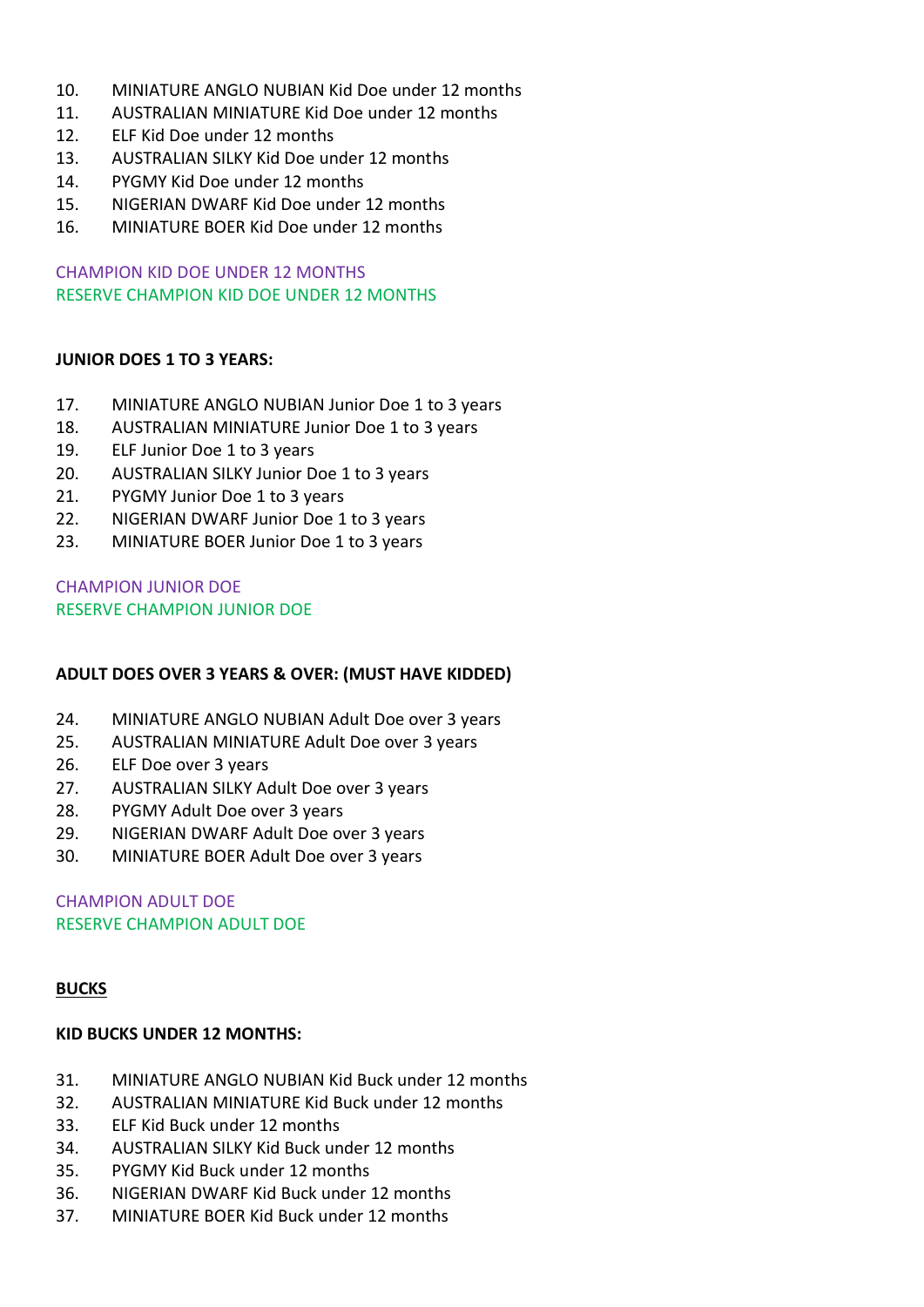10. MINIATURE ANGLO NUBIAN Kid Doe under 12 months
11. AUSTRALIAN MINIATURE Kid Doe under 12 months
12. ELF Kid Doe under 12 months
13. AUSTRALIAN SILKY Kid Doe under 12 months
14. PYGMY Kid Doe under 12 months
15. NIGERIAN DWARF Kid Doe under 12 months
16. MINIATURE BOER Kid Doe under 12 months

CHAMPION KID DOE UNDER 12 MONTHS
RESERVE CHAMPION KID DOE UNDER 12 MONTHS

**JUNIOR DOES 1 TO 3 YEARS:**

17. MINIATURE ANGLO NUBIAN Junior Doe 1 to 3 years
18. AUSTRALIAN MINIATURE Junior Doe 1 to 3 years
19. ELF Junior Doe 1 to 3 years
20. AUSTRALIAN SILKY Junior Doe 1 to 3 years
21. PYGMY Junior Doe 1 to 3 years
22. NIGERIAN DWARF Junior Doe 1 to 3 years
23. MINIATURE BOER Junior Doe 1 to 3 years

CHAMPION JUNIOR DOE
RESERVE CHAMPION JUNIOR DOE

**ADULT DOES OVER 3 YEARS & OVER: (MUST HAVE KIDDED)**

24. MINIATURE ANGLO NUBIAN Adult Doe over 3 years
25. AUSTRALIAN MINIATURE Adult Doe over 3 years
26. ELF Doe over 3 years
27. AUSTRALIAN SILKY Adult Doe over 3 years
28. PYGMY Adult Doe over 3 years
29. NIGERIAN DWARF Adult Doe over 3 years
30. MINIATURE BOER Adult Doe over 3 years

CHAMPION ADULT DOE
RESERVE CHAMPION ADULT DOE

## BUCKS

**KID BUCKS UNDER 12 MONTHS:**

31. MINIATURE ANGLO NUBIAN Kid Buck under 12 months
32. AUSTRALIAN MINIATURE Kid Buck under 12 months
33. ELF Kid Buck under 12 months
34. AUSTRALIAN SILKY Kid Buck under 12 months
35. PYGMY Kid Buck under 12 months
36. NIGERIAN DWARF Kid Buck under 12 months
37. MINIATURE BOER Kid Buck under 12 months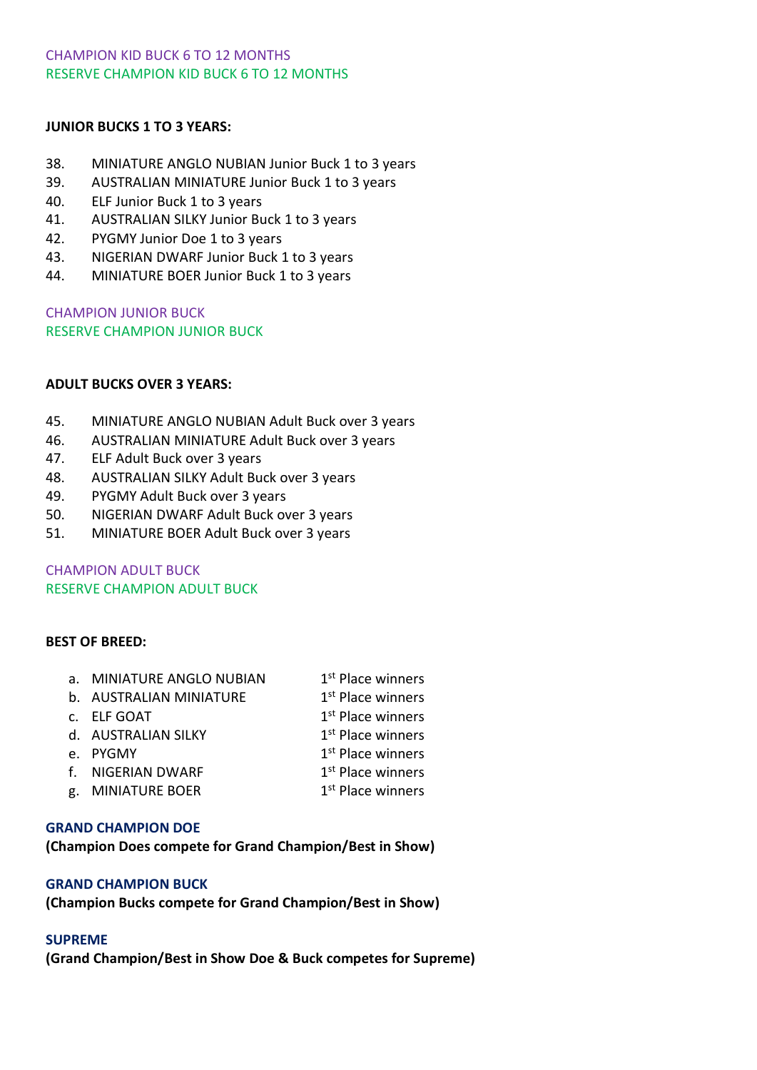CHAMPION KID BUCK 6 TO 12 MONTHS
RESERVE CHAMPION KID BUCK 6 TO 12 MONTHS

**JUNIOR BUCKS 1 TO 3 YEARS:**

38. MINIATURE ANGLO NUBIAN Junior Buck 1 to 3 years
39. AUSTRALIAN MINIATURE Junior Buck 1 to 3 years
40. ELF Junior Buck 1 to 3 years
41. AUSTRALIAN SILKY Junior Buck 1 to 3 years
42. PYGMY Junior Doe 1 to 3 years
43. NIGERIAN DWARF Junior Buck 1 to 3 years
44. MINIATURE BOER Junior Buck 1 to 3 years

CHAMPION JUNIOR BUCK
RESERVE CHAMPION JUNIOR BUCK

**ADULT BUCKS OVER 3 YEARS:**

45. MINIATURE ANGLO NUBIAN Adult Buck over 3 years
46. AUSTRALIAN MINIATURE Adult Buck over 3 years
47. ELF Adult Buck over 3 years
48. AUSTRALIAN SILKY Adult Buck over 3 years
49. PYGMY Adult Buck over 3 years
50. NIGERIAN DWARF Adult Buck over 3 years
51. MINIATURE BOER Adult Buck over 3 years

CHAMPION ADULT BUCK
RESERVE CHAMPION ADULT BUCK

**BEST OF BREED:**

a. MINIATURE ANGLO NUBIAN — 1st Place winners
b. AUSTRALIAN MINIATURE — 1st Place winners
c. ELF GOAT — 1st Place winners
d. AUSTRALIAN SILKY — 1st Place winners
e. PYGMY — 1st Place winners
f. NIGERIAN DWARF — 1st Place winners
g. MINIATURE BOER — 1st Place winners

**GRAND CHAMPION DOE**
**(Champion Does compete for Grand Champion/Best in Show)**

**GRAND CHAMPION BUCK**
**(Champion Bucks compete for Grand Champion/Best in Show)**

**SUPREME**
**(Grand Champion/Best in Show Doe & Buck competes for Supreme)**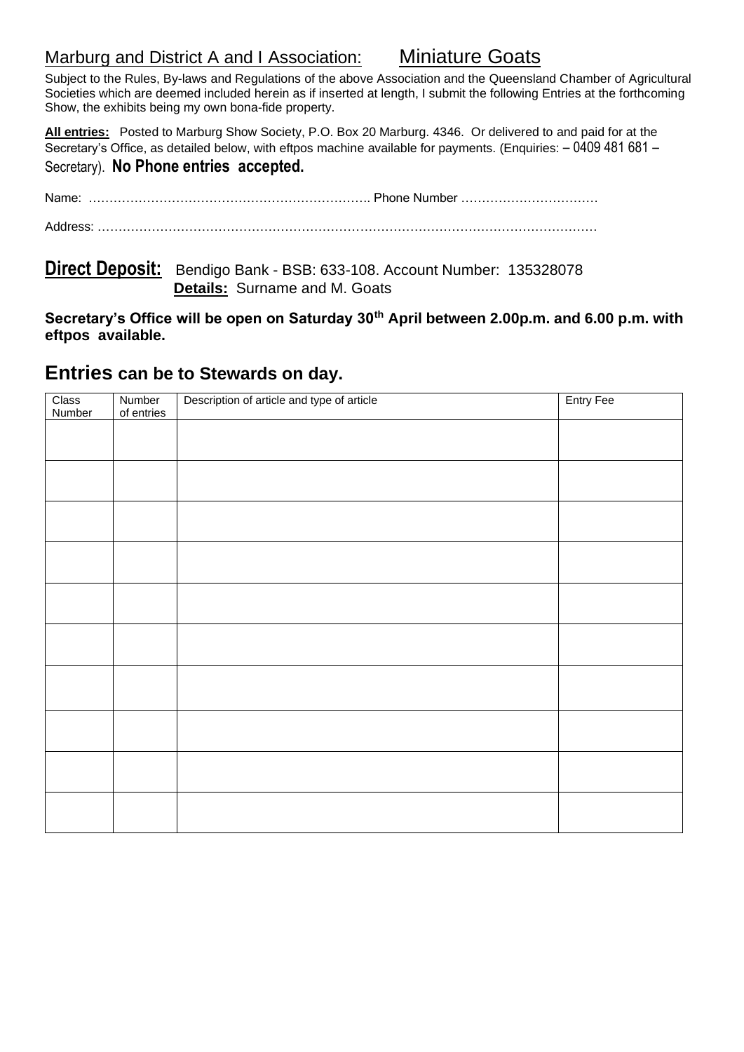Marburg and District A and I Association: Miniature Goats

Subject to the Rules, By-laws and Regulations of the above Association and the Queensland Chamber of Agricultural Societies which are deemed included herein as if inserted at length, I submit the following Entries at the forthcoming Show, the exhibits being my own bona-fide property.

**All entries:** Posted to Marburg Show Society, P.O. Box 20 Marburg. 4346. Or delivered to and paid for at the Secretary's Office, as detailed below, with eftpos machine available for payments. (Enquiries: – 0409 481 681 – Secretary). **No Phone entries accepted.**

Name: ………………………………………………………….. Phone Number ……………………………

Address: …………………………………………………………………………………………………………

**Direct Deposit:** Bendigo Bank - BSB: 633-108. Account Number: 135328078
**Details:** Surname and M. Goats

**Secretary's Office will be open on Saturday 30th April between 2.00p.m. and 6.00 p.m. with eftpos available.**

## Entries can be to Stewards on day.

| Class Number | Number of entries | Description of article and type of article | Entry Fee |
|---|---|---|---|
| | | | |
| | | | |
| | | | |
| | | | |
| | | | |
| | | | |
| | | | |
| | | | |
| | | | |
| | | | |